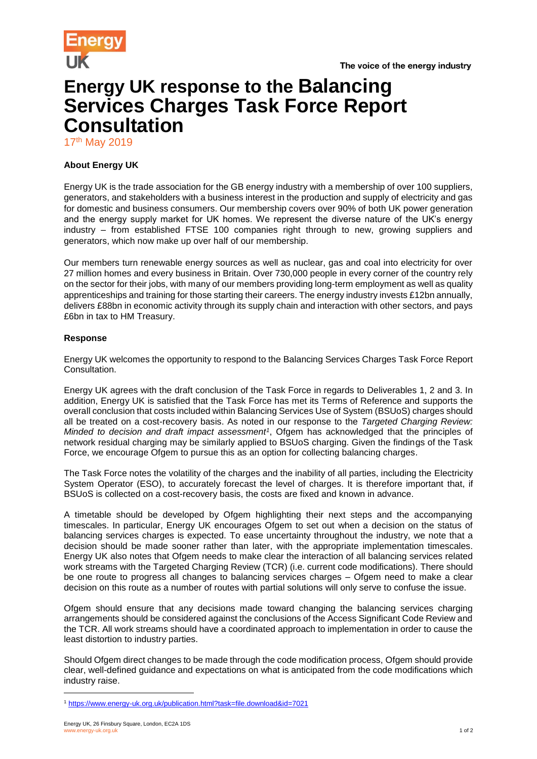# Energy UK response to the Balancing Services Charges Task Force Report Consultation

17th May 2019

### About Energy UK

Energy UK is the trade association for the GB energy industry with a membership of over 100 suppliers, generators, and stakeholders with a business interest in the production and supply of electricity and gas for domestic and business consumers. Our membership covers over 90% of both UK power generation and the energy supply market for UK homes. We represent the diverse nature of the UK's energy industry – from established FTSE 100 companies right through to new, growing suppliers and generators, which now make up over half of our membership.

Our members turn renewable energy sources as well as nuclear, gas and coal into electricity for over 27 million homes and every business in Britain. Over 730,000 people in every corner of the country rely on the sector for their jobs, with many of our members providing long-term employment as well as quality apprenticeships and training for those starting their careers. The energy industry invests £12bn annually, delivers £88bn in economic activity through its supply chain and interaction with other sectors, and pays £6bn in tax to HM Treasury.

### Response

Energy UK welcomes the opportunity to respond to the Balancing Services Charges Task Force Report Consultation.

Energy UK agrees with the draft conclusion of the Task Force in regards to Deliverables 1, 2 and 3. In addition, Energy UK is satisfied that the Task Force has met its Terms of Reference and supports the overall conclusion that costs included within Balancing Services Use of System (BSUoS) charges should all be treated on a cost-recovery basis. As noted in our response to the *Targeted Charging Review: Minded to decision and draft impact assessment*[1], Ofgem has acknowledged that the principles of network residual charging may be similarly applied to BSUoS charging. Given the findings of the Task Force, we encourage Ofgem to pursue this as an option for collecting balancing charges.

The Task Force notes the volatility of the charges and the inability of all parties, including the Electricity System Operator (ESO), to accurately forecast the level of charges. It is therefore important that, if BSUoS is collected on a cost-recovery basis, the costs are fixed and known in advance.

A timetable should be developed by Ofgem highlighting their next steps and the accompanying timescales. In particular, Energy UK encourages Ofgem to set out when a decision on the status of balancing services charges is expected. To ease uncertainty throughout the industry, we note that a decision should be made sooner rather than later, with the appropriate implementation timescales. Energy UK also notes that Ofgem needs to make clear the interaction of all balancing services related work streams with the Targeted Charging Review (TCR) (i.e. current code modifications). There should be one route to progress all changes to balancing services charges – Ofgem need to make a clear decision on this route as a number of routes with partial solutions will only serve to confuse the issue.

Ofgem should ensure that any decisions made toward changing the balancing services charging arrangements should be considered against the conclusions of the Access Significant Code Review and the TCR. All work streams should have a coordinated approach to implementation in order to cause the least distortion to industry parties.

Should Ofgem direct changes to be made through the code modification process, Ofgem should provide clear, well-defined guidance and expectations on what is anticipated from the code modifications which industry raise.

[1] https://www.energy-uk.org.uk/publication.html?task=file.download&id=7021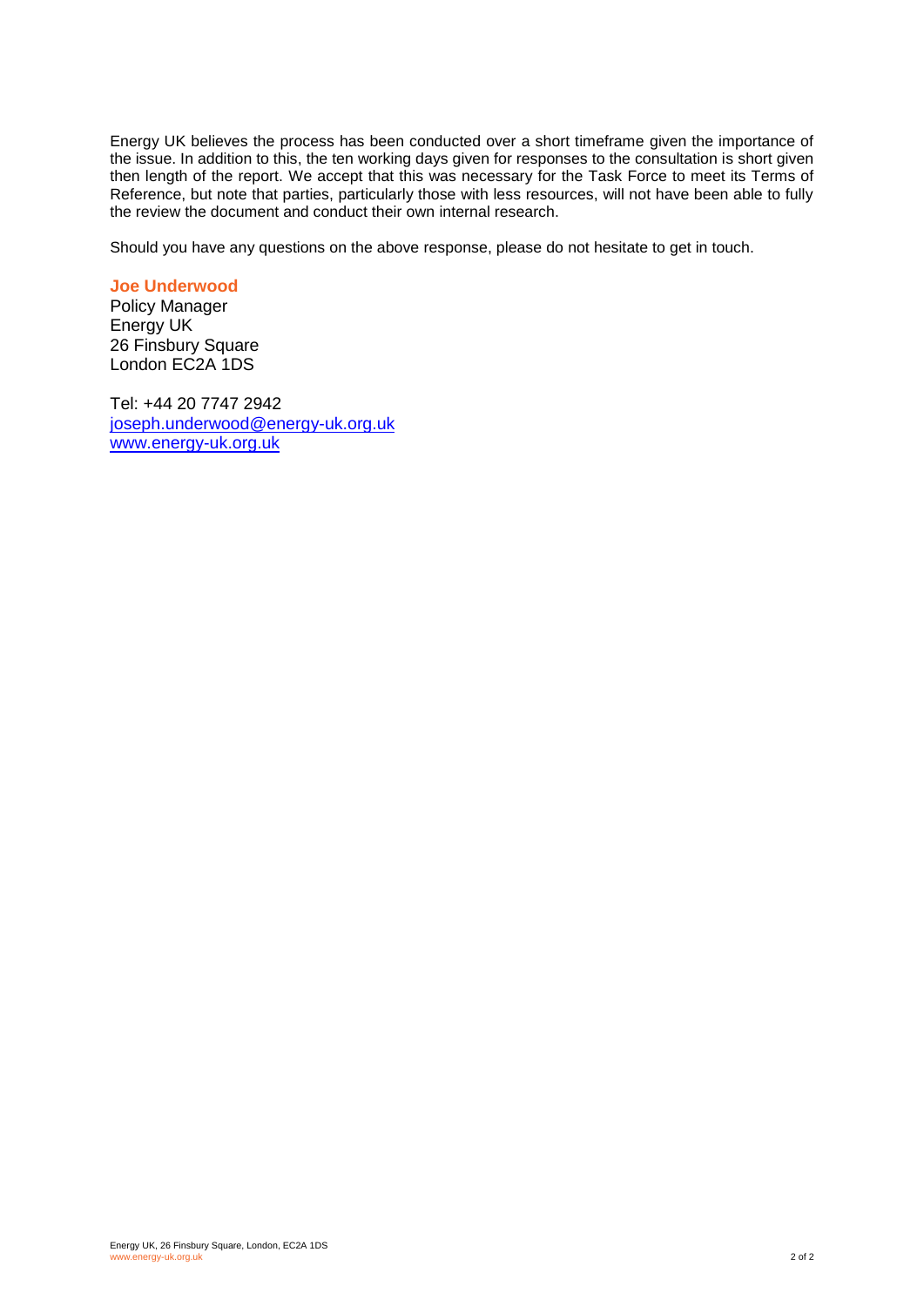Energy UK believes the process has been conducted over a short timeframe given the importance of the issue. In addition to this, the ten working days given for responses to the consultation is short given then length of the report. We accept that this was necessary for the Task Force to meet its Terms of Reference, but note that parties, particularly those with less resources, will not have been able to fully the review the document and conduct their own internal research.

Should you have any questions on the above response, please do not hesitate to get in touch.

**Joe Underwood**
Policy Manager
Energy UK
26 Finsbury Square
London EC2A 1DS

Tel: +44 20 7747 2942
joseph.underwood@energy-uk.org.uk
www.energy-uk.org.uk